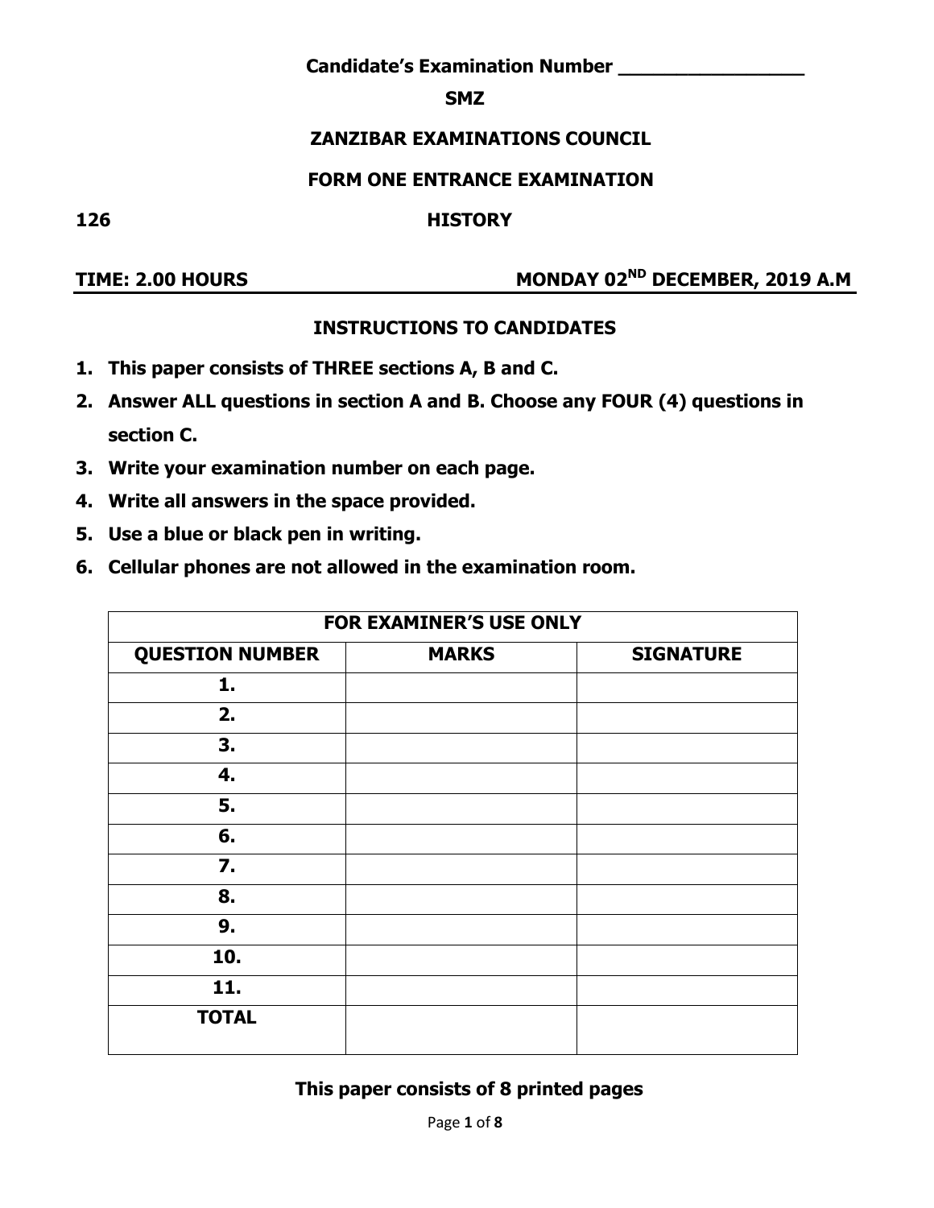**Candidate's Examination Number ________________**

**SMZ**

# ZANZIBAR EXAMINATIONS COUNCIL

## FORM ONE ENTRANCE EXAMINATION

**126 HISTORY**

**TIME: 2.00 HOURS** **MONDAY 02ND DECEMBER, 2019 A.M**

### INSTRUCTIONS TO CANDIDATES

1. **This paper consists of THREE sections A, B and C.**
2. **Answer ALL questions in section A and B. Choose any FOUR (4) questions in section C.**
3. **Write your examination number on each page.**
4. **Write all answers in the space provided.**
5. **Use a blue or black pen in writing.**
6. **Cellular phones are not allowed in the examination room.**

| FOR EXAMINER'S USE ONLY | | |
|---|---|---|
| **QUESTION NUMBER** | **MARKS** | **SIGNATURE** |
| **1.** | | |
| **2.** | | |
| **3.** | | |
| **4.** | | |
| **5.** | | |
| **6.** | | |
| **7.** | | |
| **8.** | | |
| **9.** | | |
| **10.** | | |
| **11.** | | |
| **TOTAL** | | |

**This paper consists of 8 printed pages**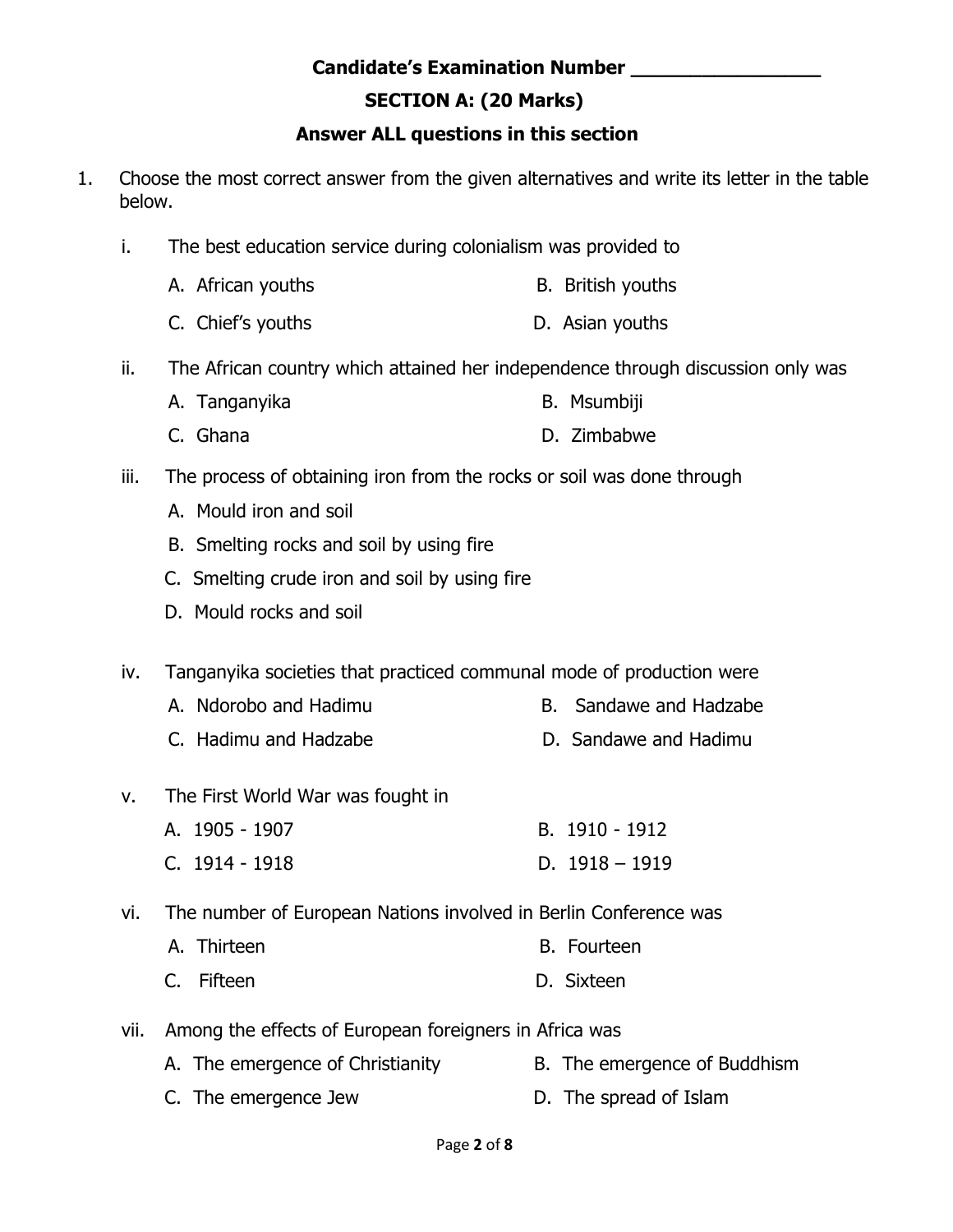**Candidate's Examination Number ________________**

## SECTION A: (20 Marks)

**Answer ALL questions in this section**

1. Choose the most correct answer from the given alternatives and write its letter in the table below.

   i. The best education service during colonialism was provided to

   A. African youths
   B. British youths
   C. Chief's youths
   D. Asian youths

   ii. The African country which attained her independence through discussion only was

   A. Tanganyika
   B. Msumbiji
   C. Ghana
   D. Zimbabwe

   iii. The process of obtaining iron from the rocks or soil was done through

   A. Mould iron and soil
   B. Smelting rocks and soil by using fire
   C. Smelting crude iron and soil by using fire
   D. Mould rocks and soil

   iv. Tanganyika societies that practiced communal mode of production were

   A. Ndorobo and Hadimu
   B. Sandawe and Hadzabe
   C. Hadimu and Hadzabe
   D. Sandawe and Hadimu

   v. The First World War was fought in

   A. 1905 - 1907
   B. 1910 - 1912
   C. 1914 - 1918
   D. 1918 – 1919

   vi. The number of European Nations involved in Berlin Conference was

   A. Thirteen
   B. Fourteen
   C. Fifteen
   D. Sixteen

   vii. Among the effects of European foreigners in Africa was

   A. The emergence of Christianity
   B. The emergence of Buddhism
   C. The emergence Jew
   D. The spread of Islam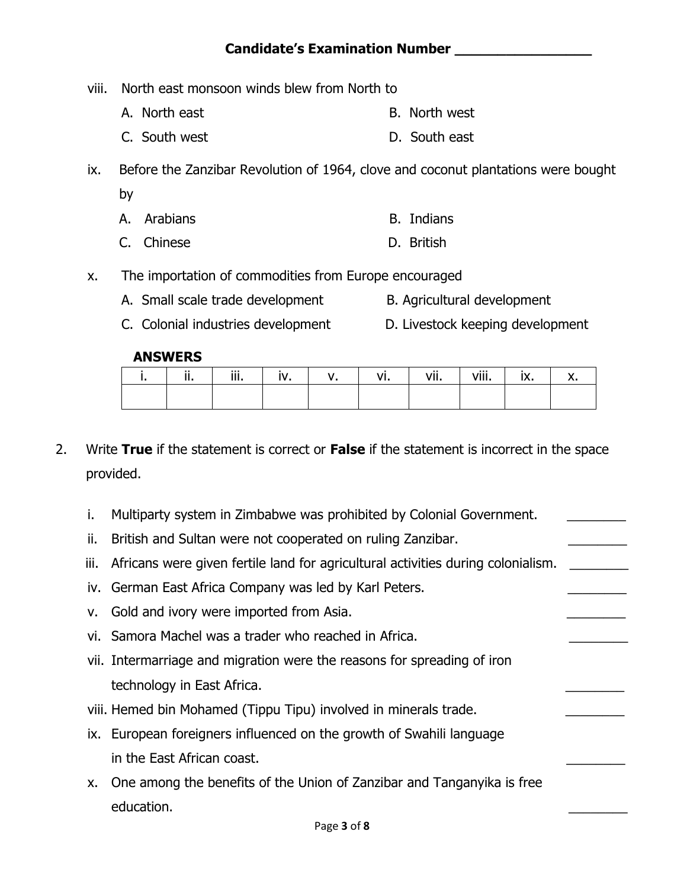**Candidate's Examination Number _________________**

viii. North east monsoon winds blew from North to

A. North east
B. North west
C. South west
D. South east

ix. Before the Zanzibar Revolution of 1964, clove and coconut plantations were bought by

A. Arabians
B. Indians
C. Chinese
D. British

x. The importation of commodities from Europe encouraged

A. Small scale trade development
B. Agricultural development
C. Colonial industries development
D. Livestock keeping development

**ANSWERS**

| i. | ii. | iii. | iv. | v. | vi. | vii. | viii. | ix. | x. |
|---|---|---|---|---|---|---|---|---|---|
| | | | | | | | | | |

2. Write **True** if the statement is correct or **False** if the statement is incorrect in the space provided.

i. Multiparty system in Zimbabwe was prohibited by Colonial Government. ________

ii. British and Sultan were not cooperated on ruling Zanzibar. ________

iii. Africans were given fertile land for agricultural activities during colonialism. ________

iv. German East Africa Company was led by Karl Peters. ________

v. Gold and ivory were imported from Asia. ________

vi. Samora Machel was a trader who reached in Africa. ________

vii. Intermarriage and migration were the reasons for spreading of iron technology in East Africa. ________

viii. Hemed bin Mohamed (Tippu Tipu) involved in minerals trade. ________

ix. European foreigners influenced on the growth of Swahili language in the East African coast. ________

x. One among the benefits of the Union of Zanzibar and Tanganyika is free education. ________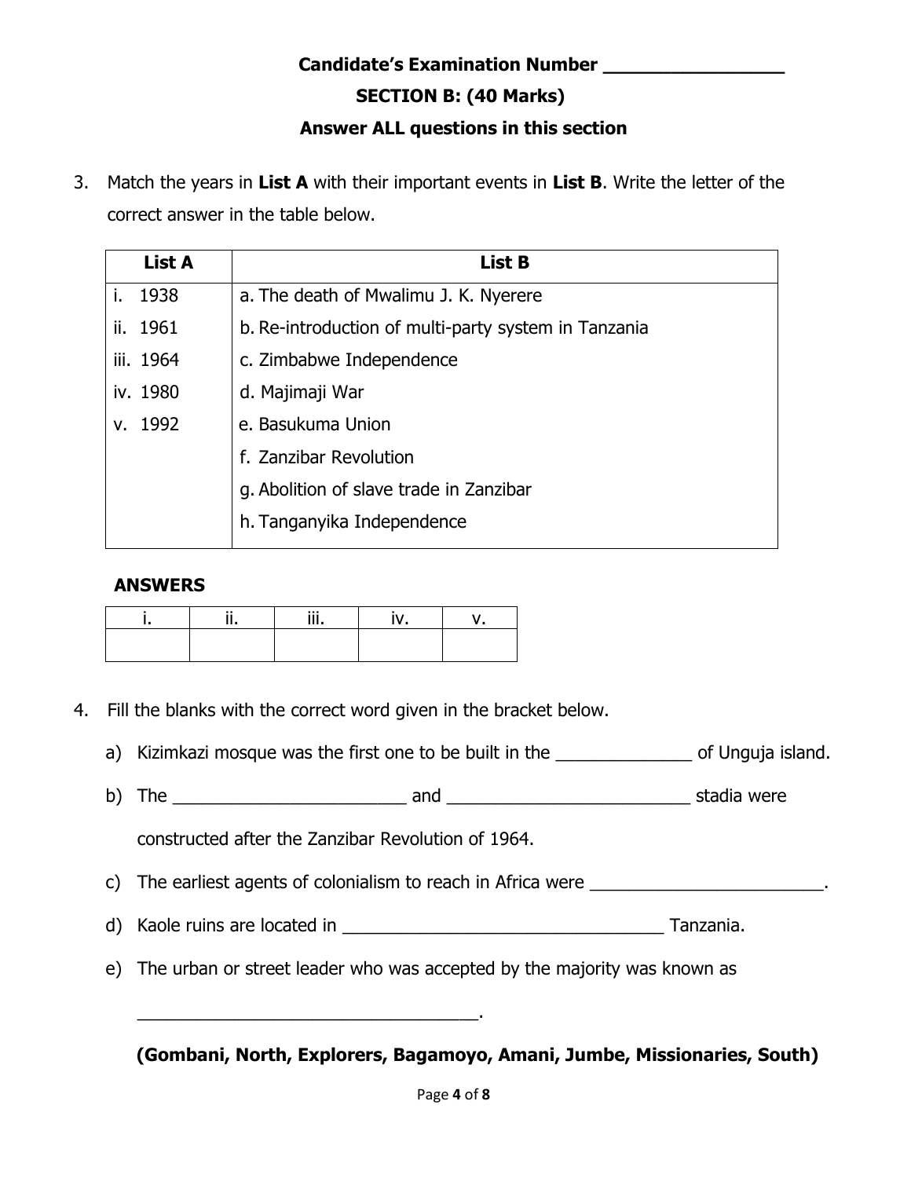**Candidate's Examination Number \_\_\_\_\_\_\_\_\_\_\_\_\_\_\_\_\_\_**

## SECTION B: (40 Marks)

**Answer ALL questions in this section**

3. Match the years in **List A** with their important events in **List B**. Write the letter of the correct answer in the table below.

| List A | List B |
|---|---|
| i. 1938 | a. The death of Mwalimu J. K. Nyerere |
| ii. 1961 | b. Re-introduction of multi-party system in Tanzania |
| iii. 1964 | c. Zimbabwe Independence |
| iv. 1980 | d. Majimaji War |
| v. 1992 | e. Basukuma Union |
| | f. Zanzibar Revolution |
| | g. Abolition of slave trade in Zanzibar |
| | h. Tanganyika Independence |

**ANSWERS**

| i. | ii. | iii. | iv. | v. |
|---|---|---|---|---|
| | | | | |

4. Fill the blanks with the correct word given in the bracket below.

   a) Kizimkazi mosque was the first one to be built in the \_\_\_\_\_\_\_\_\_\_\_\_\_\_ of Unguja island.

   b) The \_\_\_\_\_\_\_\_\_\_\_\_\_\_\_\_\_\_\_\_\_\_\_\_ and \_\_\_\_\_\_\_\_\_\_\_\_\_\_\_\_\_\_\_\_\_\_\_\_\_ stadia were constructed after the Zanzibar Revolution of 1964.

   c) The earliest agents of colonialism to reach in Africa were \_\_\_\_\_\_\_\_\_\_\_\_\_\_\_\_\_\_\_\_\_\_\_\_.

   d) Kaole ruins are located in \_\_\_\_\_\_\_\_\_\_\_\_\_\_\_\_\_\_\_\_\_\_\_\_\_\_\_\_\_\_\_\_\_ Tanzania.

   e) The urban or street leader who was accepted by the majority was known as \_\_\_\_\_\_\_\_\_\_\_\_\_\_\_\_\_\_\_\_\_\_\_\_\_\_\_\_\_\_\_\_\_\_\_.

   **(Gombani, North, Explorers, Bagamoyo, Amani, Jumbe, Missionaries, South)**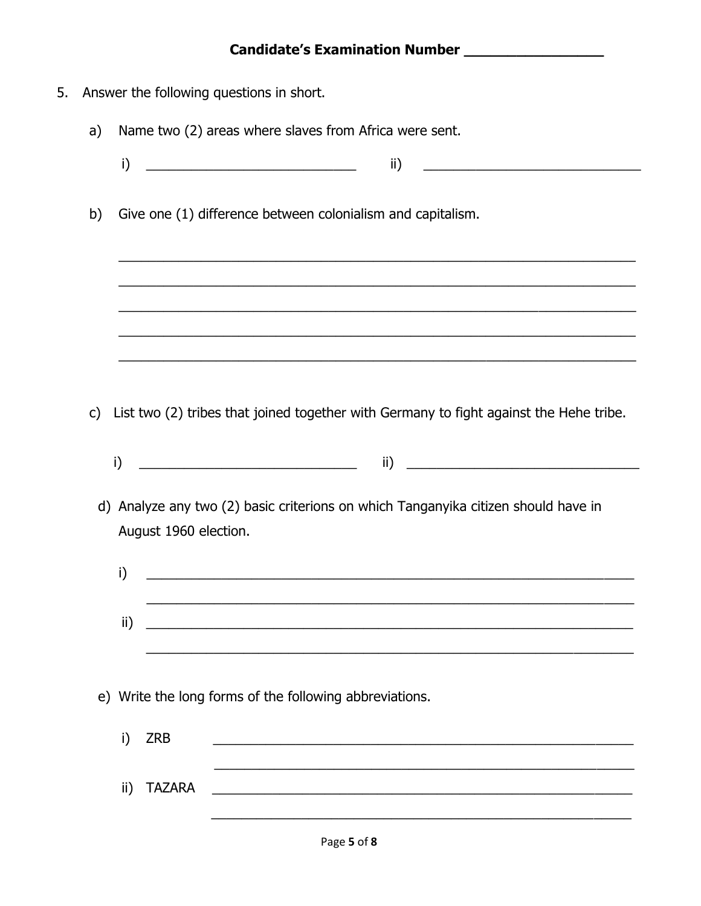**Candidate's Examination Number \_\_\_\_\_\_\_\_\_\_\_\_\_\_\_\_\_\_**

5. Answer the following questions in short.

   a) Name two (2) areas where slaves from Africa were sent.

      i) \_\_\_\_\_\_\_\_\_\_\_\_\_\_\_\_\_\_\_\_\_\_\_\_\_\_\_\_\_\_ ii) \_\_\_\_\_\_\_\_\_\_\_\_\_\_\_\_\_\_\_\_\_\_\_\_\_\_\_\_\_\_

   b) Give one (1) difference between colonialism and capitalism.

      \_\_\_\_\_\_\_\_\_\_\_\_\_\_\_\_\_\_\_\_\_\_\_\_\_\_\_\_\_\_\_\_\_\_\_\_\_\_\_\_\_\_\_\_\_\_\_\_\_\_\_\_\_\_\_\_\_\_\_\_

      \_\_\_\_\_\_\_\_\_\_\_\_\_\_\_\_\_\_\_\_\_\_\_\_\_\_\_\_\_\_\_\_\_\_\_\_\_\_\_\_\_\_\_\_\_\_\_\_\_\_\_\_\_\_\_\_\_\_\_\_

      \_\_\_\_\_\_\_\_\_\_\_\_\_\_\_\_\_\_\_\_\_\_\_\_\_\_\_\_\_\_\_\_\_\_\_\_\_\_\_\_\_\_\_\_\_\_\_\_\_\_\_\_\_\_\_\_\_\_\_\_

      \_\_\_\_\_\_\_\_\_\_\_\_\_\_\_\_\_\_\_\_\_\_\_\_\_\_\_\_\_\_\_\_\_\_\_\_\_\_\_\_\_\_\_\_\_\_\_\_\_\_\_\_\_\_\_\_\_\_\_\_

      \_\_\_\_\_\_\_\_\_\_\_\_\_\_\_\_\_\_\_\_\_\_\_\_\_\_\_\_\_\_\_\_\_\_\_\_\_\_\_\_\_\_\_\_\_\_\_\_\_\_\_\_\_\_\_\_\_\_\_\_

   c) List two (2) tribes that joined together with Germany to fight against the Hehe tribe.

      i) \_\_\_\_\_\_\_\_\_\_\_\_\_\_\_\_\_\_\_\_\_\_\_\_\_\_\_\_\_\_ ii) \_\_\_\_\_\_\_\_\_\_\_\_\_\_\_\_\_\_\_\_\_\_\_\_\_\_\_\_\_\_

   d) Analyze any two (2) basic criterions on which Tanganyika citizen should have in August 1960 election.

      i) \_\_\_\_\_\_\_\_\_\_\_\_\_\_\_\_\_\_\_\_\_\_\_\_\_\_\_\_\_\_\_\_\_\_\_\_\_\_\_\_\_\_\_\_\_\_\_\_\_\_\_\_\_\_\_\_

      \_\_\_\_\_\_\_\_\_\_\_\_\_\_\_\_\_\_\_\_\_\_\_\_\_\_\_\_\_\_\_\_\_\_\_\_\_\_\_\_\_\_\_\_\_\_\_\_\_\_\_\_\_\_\_\_

      ii) \_\_\_\_\_\_\_\_\_\_\_\_\_\_\_\_\_\_\_\_\_\_\_\_\_\_\_\_\_\_\_\_\_\_\_\_\_\_\_\_\_\_\_\_\_\_\_\_\_\_\_\_\_\_\_\_

      \_\_\_\_\_\_\_\_\_\_\_\_\_\_\_\_\_\_\_\_\_\_\_\_\_\_\_\_\_\_\_\_\_\_\_\_\_\_\_\_\_\_\_\_\_\_\_\_\_\_\_\_\_\_\_\_

   e) Write the long forms of the following abbreviations.

      i) ZRB \_\_\_\_\_\_\_\_\_\_\_\_\_\_\_\_\_\_\_\_\_\_\_\_\_\_\_\_\_\_\_\_\_\_\_\_\_\_\_\_\_\_\_\_\_\_\_\_\_\_

      \_\_\_\_\_\_\_\_\_\_\_\_\_\_\_\_\_\_\_\_\_\_\_\_\_\_\_\_\_\_\_\_\_\_\_\_\_\_\_\_\_\_\_\_\_\_\_\_\_\_

      ii) TAZARA \_\_\_\_\_\_\_\_\_\_\_\_\_\_\_\_\_\_\_\_\_\_\_\_\_\_\_\_\_\_\_\_\_\_\_\_\_\_\_\_\_\_\_\_\_\_\_\_\_\_

      \_\_\_\_\_\_\_\_\_\_\_\_\_\_\_\_\_\_\_\_\_\_\_\_\_\_\_\_\_\_\_\_\_\_\_\_\_\_\_\_\_\_\_\_\_\_\_\_\_\_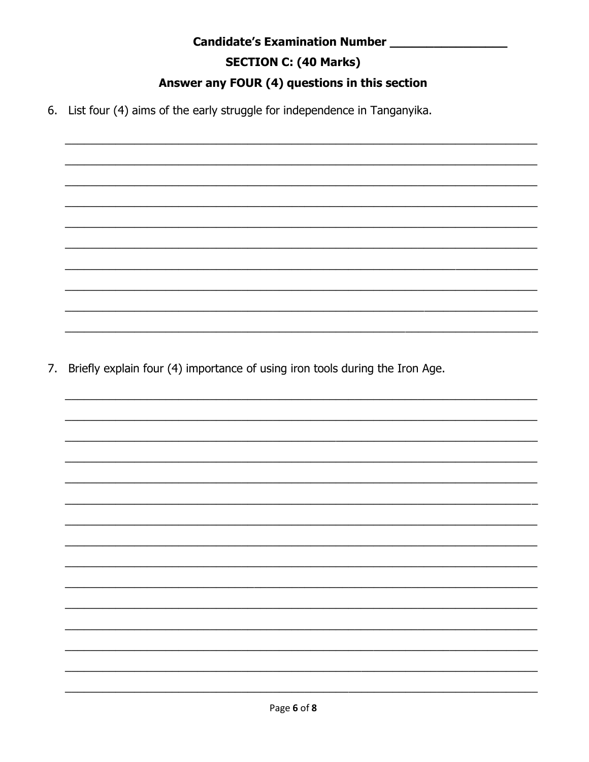**Candidate's Examination Number ________________**

## SECTION C: (40 Marks)

**Answer any FOUR (4) questions in this section**

6. List four (4) aims of the early struggle for independence in Tanganyika.

7. Briefly explain four (4) importance of using iron tools during the Iron Age.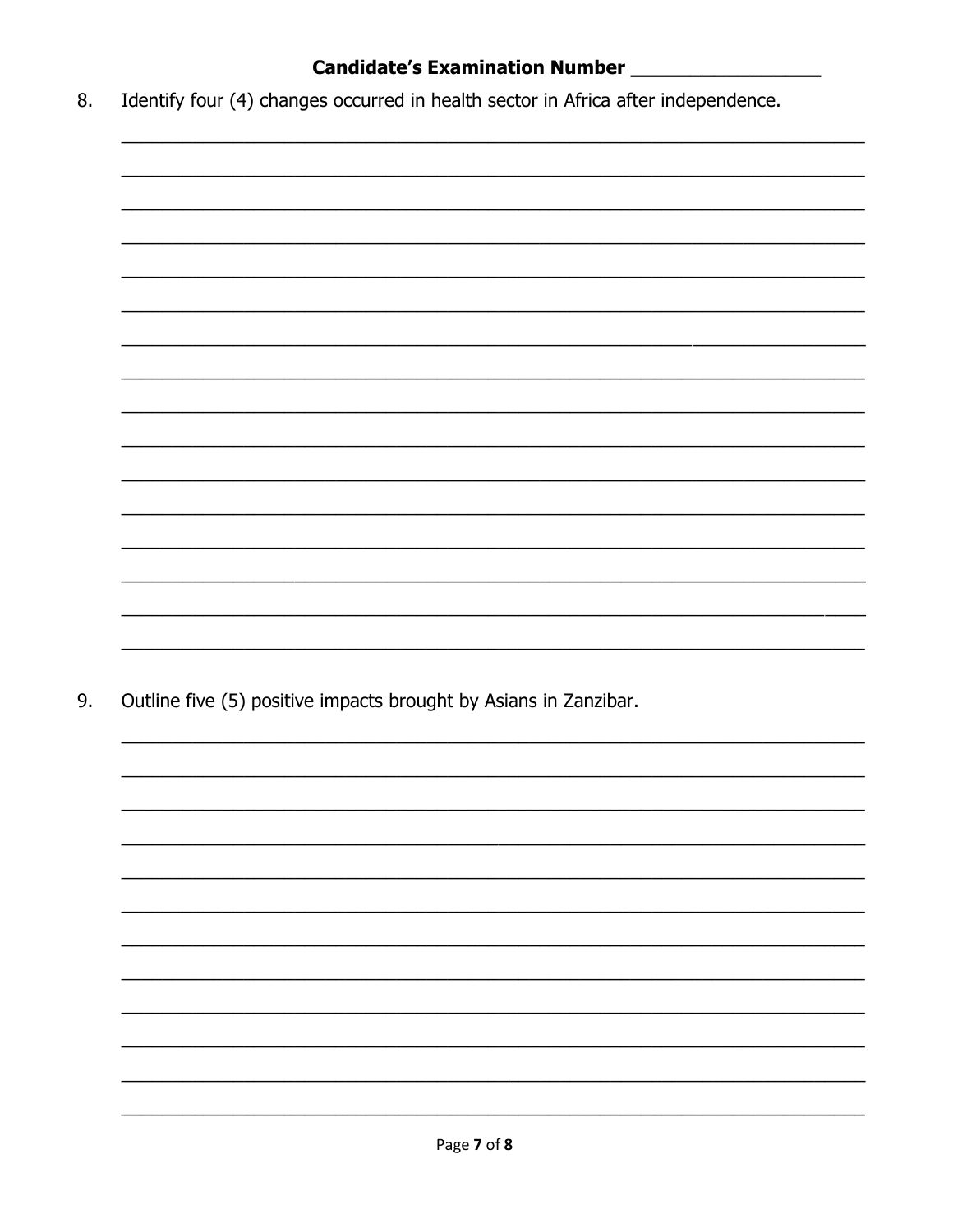**Candidate's Examination Number ________________**

8. Identify four (4) changes occurred in health sector in Africa after independence.

9. Outline five (5) positive impacts brought by Asians in Zanzibar.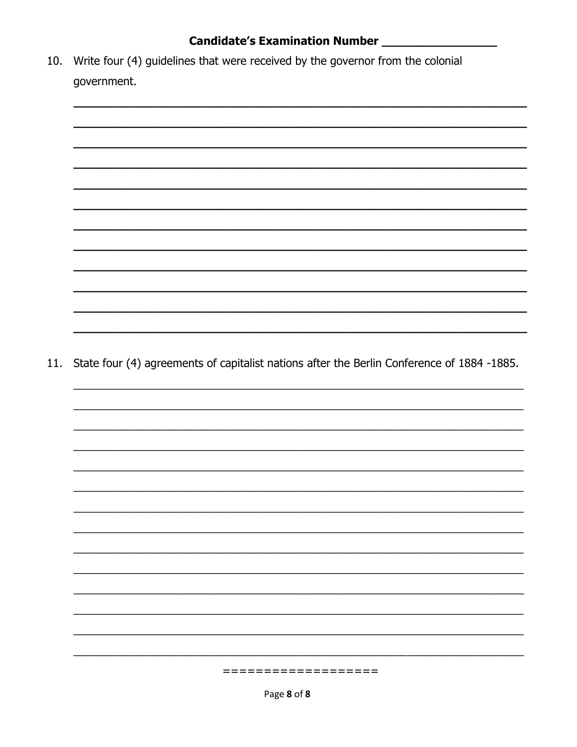**Candidate's Examination Number ________________**

10. Write four (4) guidelines that were received by the governor from the colonial government.

11. State four (4) agreements of capitalist nations after the Berlin Conference of 1884 -1885.

==================